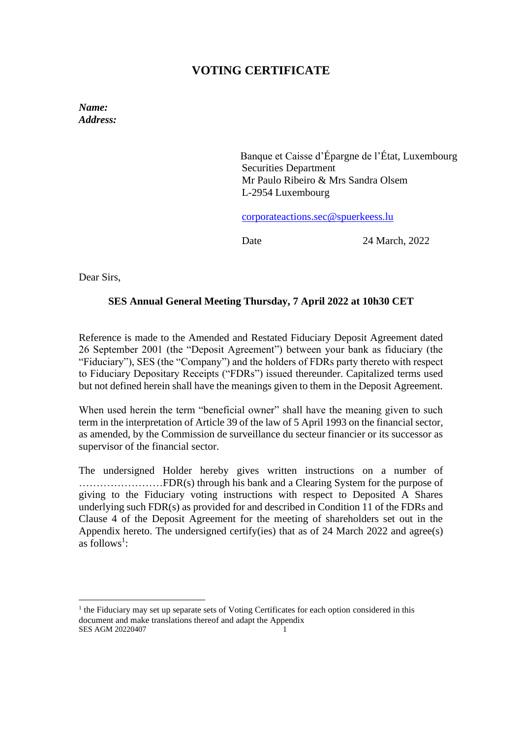# VOTING CERTIFICATE

***Name:***
***Address:***

Banque et Caisse d'Épargne de l'État, Luxembourg
Securities Department
Mr Paulo Ribeiro & Mrs Sandra Olsem
L-2954 Luxembourg

corporateactions.sec@spuerkeess.lu

Date 24 March, 2022

Dear Sirs,

**SES Annual General Meeting Thursday, 7 April 2022 at 10h30 CET**

Reference is made to the Amended and Restated Fiduciary Deposit Agreement dated 26 September 2001 (the "Deposit Agreement") between your bank as fiduciary (the "Fiduciary"), SES (the "Company") and the holders of FDRs party thereto with respect to Fiduciary Depositary Receipts ("FDRs") issued thereunder. Capitalized terms used but not defined herein shall have the meanings given to them in the Deposit Agreement.

When used herein the term "beneficial owner" shall have the meaning given to such term in the interpretation of Article 39 of the law of 5 April 1993 on the financial sector, as amended, by the Commission de surveillance du secteur financier or its successor as supervisor of the financial sector.

The undersigned Holder hereby gives written instructions on a number of ……………………FDR(s) through his bank and a Clearing System for the purpose of giving to the Fiduciary voting instructions with respect to Deposited A Shares underlying such FDR(s) as provided for and described in Condition 11 of the FDRs and Clause 4 of the Deposit Agreement for the meeting of shareholders set out in the Appendix hereto. The undersigned certify(ies) that as of 24 March 2022 and agree(s) as follows[1]:

---

[1] the Fiduciary may set up separate sets of Voting Certificates for each option considered in this document and make translations thereof and adapt the Appendix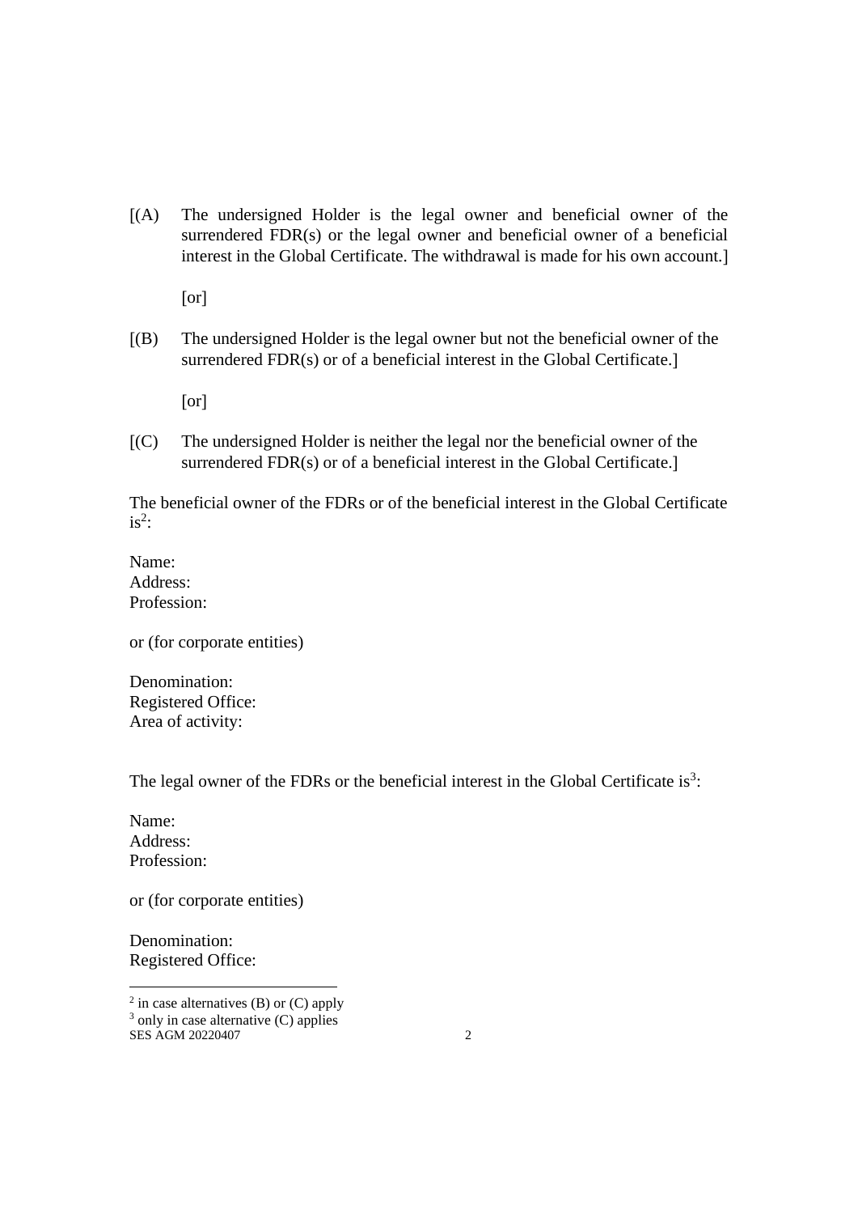[(A) The undersigned Holder is the legal owner and beneficial owner of the surrendered FDR(s) or the legal owner and beneficial owner of a beneficial interest in the Global Certificate. The withdrawal is made for his own account.]

[or]

[(B) The undersigned Holder is the legal owner but not the beneficial owner of the surrendered FDR(s) or of a beneficial interest in the Global Certificate.]

[or]

[(C) The undersigned Holder is neither the legal nor the beneficial owner of the surrendered FDR(s) or of a beneficial interest in the Global Certificate.]

The beneficial owner of the FDRs or of the beneficial interest in the Global Certificate is[2]:

Name:
Address:
Profession:

or (for corporate entities)

Denomination:
Registered Office:
Area of activity:

The legal owner of the FDRs or the beneficial interest in the Global Certificate is[3]:

Name:
Address:
Profession:

or (for corporate entities)

Denomination:
Registered Office:

---

[2] in case alternatives (B) or (C) apply

[3] only in case alternative (C) applies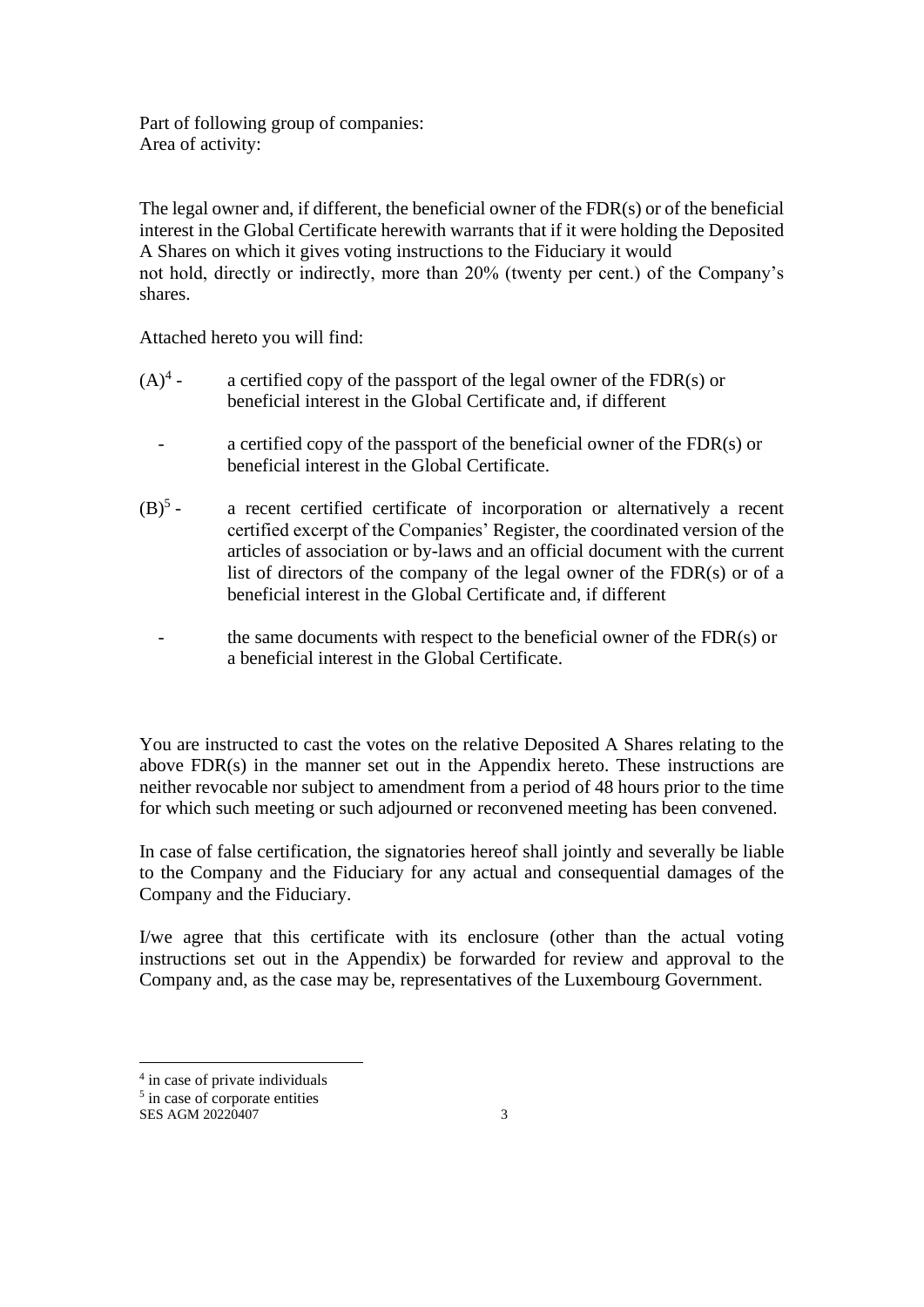Part of following group of companies:
Area of activity:

The legal owner and, if different, the beneficial owner of the FDR(s) or of the beneficial interest in the Global Certificate herewith warrants that if it were holding the Deposited A Shares on which it gives voting instructions to the Fiduciary it would not hold, directly or indirectly, more than 20% (twenty per cent.) of the Company's shares.

Attached hereto you will find:

(A)[4] - a certified copy of the passport of the legal owner of the FDR(s) or beneficial interest in the Global Certificate and, if different

- a certified copy of the passport of the beneficial owner of the FDR(s) or beneficial interest in the Global Certificate.

(B)[5] - a recent certified certificate of incorporation or alternatively a recent certified excerpt of the Companies' Register, the coordinated version of the articles of association or by-laws and an official document with the current list of directors of the company of the legal owner of the FDR(s) or of a beneficial interest in the Global Certificate and, if different

- the same documents with respect to the beneficial owner of the FDR(s) or a beneficial interest in the Global Certificate.

You are instructed to cast the votes on the relative Deposited A Shares relating to the above FDR(s) in the manner set out in the Appendix hereto. These instructions are neither revocable nor subject to amendment from a period of 48 hours prior to the time for which such meeting or such adjourned or reconvened meeting has been convened.

In case of false certification, the signatories hereof shall jointly and severally be liable to the Company and the Fiduciary for any actual and consequential damages of the Company and the Fiduciary.

I/we agree that this certificate with its enclosure (other than the actual voting instructions set out in the Appendix) be forwarded for review and approval to the Company and, as the case may be, representatives of the Luxembourg Government.

[4] in case of private individuals

[5] in case of corporate entities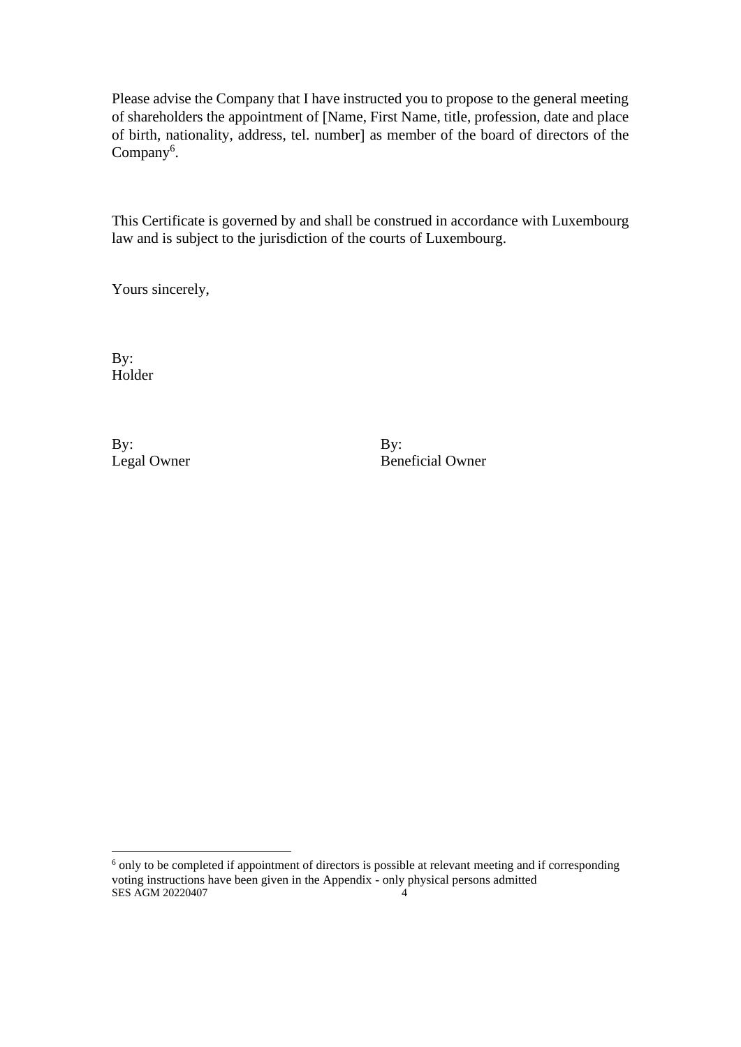Please advise the Company that I have instructed you to propose to the general meeting of shareholders the appointment of [Name, First Name, title, profession, date and place of birth, nationality, address, tel. number] as member of the board of directors of the Company[6].

This Certificate is governed by and shall be construed in accordance with Luxembourg law and is subject to the jurisdiction of the courts of Luxembourg.

Yours sincerely,

By:
Holder

By:
Legal Owner

By:
Beneficial Owner

---

[6] only to be completed if appointment of directors is possible at relevant meeting and if corresponding voting instructions have been given in the Appendix - only physical persons admitted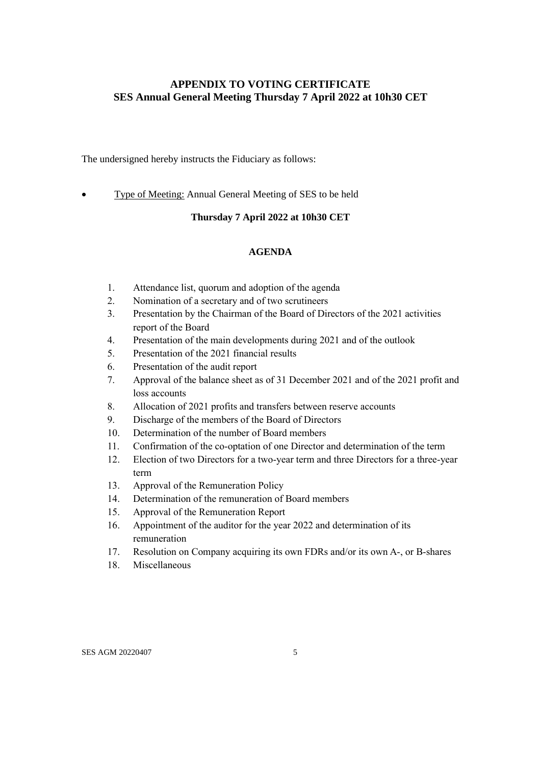## APPENDIX TO VOTING CERTIFICATE
## SES Annual General Meeting Thursday 7 April 2022 at 10h30 CET

The undersigned hereby instructs the Fiduciary as follows:

- Type of Meeting: Annual General Meeting of SES to be held

**Thursday 7 April 2022 at 10h30 CET**

**AGENDA**

1. Attendance list, quorum and adoption of the agenda
2. Nomination of a secretary and of two scrutineers
3. Presentation by the Chairman of the Board of Directors of the 2021 activities report of the Board
4. Presentation of the main developments during 2021 and of the outlook
5. Presentation of the 2021 financial results
6. Presentation of the audit report
7. Approval of the balance sheet as of 31 December 2021 and of the 2021 profit and loss accounts
8. Allocation of 2021 profits and transfers between reserve accounts
9. Discharge of the members of the Board of Directors
10. Determination of the number of Board members
11. Confirmation of the co-optation of one Director and determination of the term
12. Election of two Directors for a two-year term and three Directors for a three-year term
13. Approval of the Remuneration Policy
14. Determination of the remuneration of Board members
15. Approval of the Remuneration Report
16. Appointment of the auditor for the year 2022 and determination of its remuneration
17. Resolution on Company acquiring its own FDRs and/or its own A-, or B-shares
18. Miscellaneous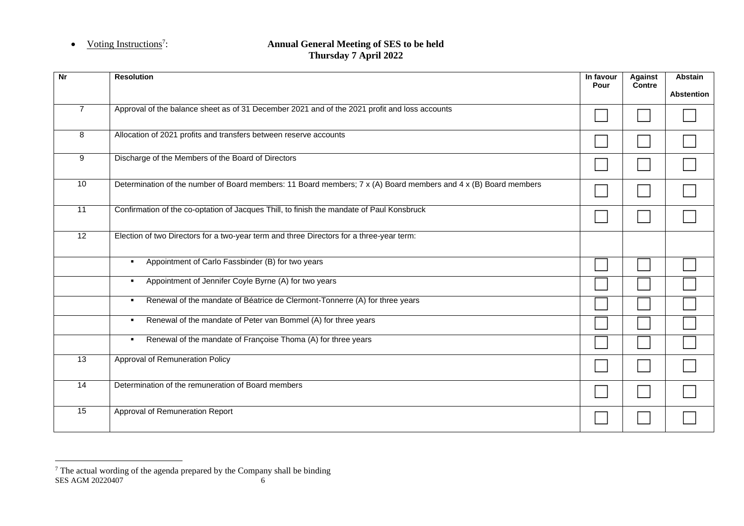- Voting Instructions[7]: **Annual General Meeting of SES to be held Thursday 7 April 2022**

| Nr | Resolution | In favour Pour | Against Contre | Abstain Abstention |
|---|---|---|---|---|
| 7 | Approval of the balance sheet as of 31 December 2021 and of the 2021 profit and loss accounts | ☐ | ☐ | ☐ |
| 8 | Allocation of 2021 profits and transfers between reserve accounts | ☐ | ☐ | ☐ |
| 9 | Discharge of the Members of the Board of Directors | ☐ | ☐ | ☐ |
| 10 | Determination of the number of Board members: 11 Board members; 7 x (A) Board members and 4 x (B) Board members | ☐ | ☐ | ☐ |
| 11 | Confirmation of the co-optation of Jacques Thill, to finish the mandate of Paul Konsbruck | ☐ | ☐ | ☐ |
| 12 | Election of two Directors for a two-year term and three Directors for a three-year term: | | | |
| | ▪ Appointment of Carlo Fassbinder (B) for two years | ☐ | ☐ | ☐ |
| | ▪ Appointment of Jennifer Coyle Byrne (A) for two years | ☐ | ☐ | ☐ |
| | ▪ Renewal of the mandate of Béatrice de Clermont-Tonnerre (A) for three years | ☐ | ☐ | ☐ |
| | ▪ Renewal of the mandate of Peter van Bommel (A) for three years | ☐ | ☐ | ☐ |
| | ▪ Renewal of the mandate of Françoise Thoma (A) for three years | ☐ | ☐ | ☐ |
| 13 | Approval of Remuneration Policy | ☐ | ☐ | ☐ |
| 14 | Determination of the remuneration of Board members | ☐ | ☐ | ☐ |
| 15 | Approval of Remuneration Report | ☐ | ☐ | ☐ |

[7] The actual wording of the agenda prepared by the Company shall be binding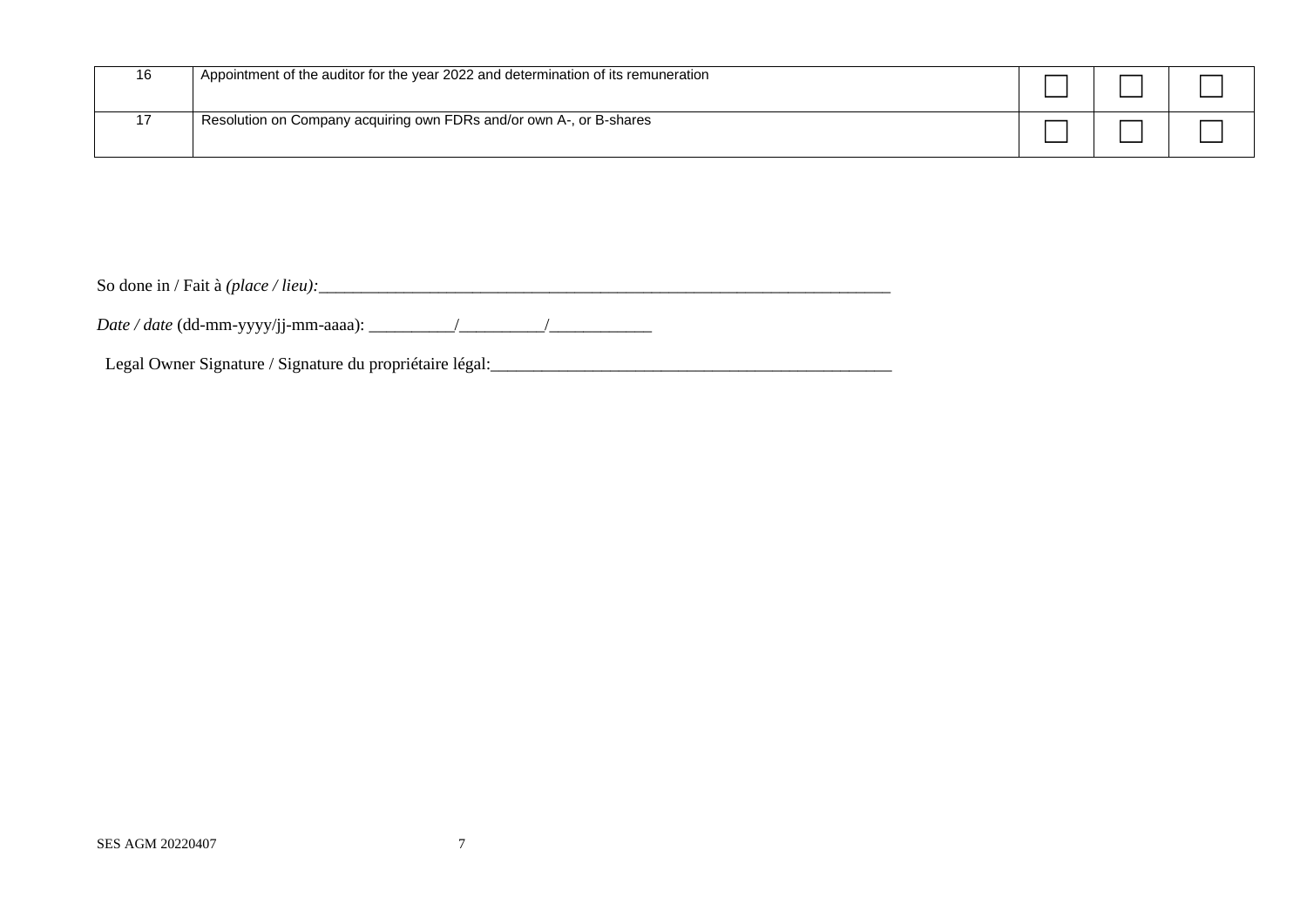| | | | | |
|---|---|---|---|---|
| 16 | Appointment of the auditor for the year 2022 and determination of its remuneration | ☐ | ☐ | ☐ |
| 17 | Resolution on Company acquiring own FDRs and/or own A-, or B-shares | ☐ | ☐ | ☐ |

So done in / Fait à *(place / lieu):*______________________________________________________________________

*Date / date* (dd-mm-yyyy/jj-mm-aaaa): __________/__________/____________

Legal Owner Signature / Signature du propriétaire légal:_______________________________________________

SES AGM 20220407